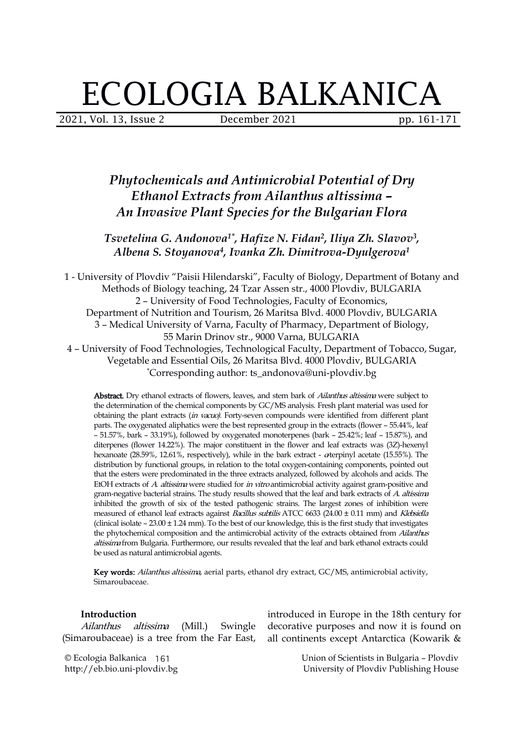# Phytochemicals and Antimicrobial Potential of Dry Ethanol Extracts from Ailanthus altissima – An Invasive Plant Species for the Bulgarian Flora

*Tsvetelina G. Andonova[1*], Hafize N. Fidan[2], Iliya Zh. Slavov[3], Albena S. Stoyanova[4], Ivanka Zh. Dimitrova-Dyulgerova[1]*

1 - University of Plovdiv "Paisii Hilendarski", Faculty of Biology, Department of Botany and Methods of Biology teaching, 24 Tzar Assen str., 4000 Plovdiv, BULGARIA
2 – University of Food Technologies, Faculty of Economics, Department of Nutrition and Tourism, 26 Maritsa Blvd. 4000 Plovdiv, BULGARIA
3 – Medical University of Varna, Faculty of Pharmacy, Department of Biology, 55 Marin Drinov str., 9000 Varna, BULGARIA
4 – University of Food Technologies, Technological Faculty, Department of Tobacco, Sugar, Vegetable and Essential Oils, 26 Maritsa Blvd. 4000 Plovdiv, BULGARIA
*Corresponding author: ts_andonova@uni-plovdiv.bg

**Abstract.** Dry ethanol extracts of flowers, leaves, and stem bark of *Ailanthus altissima* were subject to the determination of the chemical components by GC/MS analysis. Fresh plant material was used for obtaining the plant extracts (*in vacuo*). Forty-seven compounds were identified from different plant parts. The oxygenated aliphatics were the best represented group in the extracts (flower – 55.44%, leaf – 51.57%, bark – 33.19%), followed by oxygenated monoterpenes (bark – 25.42%; leaf – 15.87%), and diterpenes (flower 14.22%). The major constituent in the flower and leaf extracts was (3Z)-hexenyl hexanoate (28.59%, 12.61%, respectively), while in the bark extract - α-terpinyl acetate (15.55%). The distribution by functional groups, in relation to the total oxygen-containing components, pointed out that the esters were predominated in the three extracts analyzed, followed by alcohols and acids. The EtOH extracts of *A. altissima* were studied for *in vitro* antimicrobial activity against gram-positive and gram-negative bacterial strains. The study results showed that the leaf and bark extracts of *A. altissima* inhibited the growth of six of the tested pathogenic strains. The largest zones of inhibition were measured of ethanol leaf extracts against *Bacillus subtilis* ATCC 6633 (24.00 ± 0.11 mm) and *Klebsiella* (clinical isolate – 23.00 ± 1.24 mm). To the best of our knowledge, this is the first study that investigates the phytochemical composition and the antimicrobial activity of the extracts obtained from *Ailanthus altissima* from Bulgaria. Furthermore, our results revealed that the leaf and bark ethanol extracts could be used as natural antimicrobial agents.

**Key words:** *Ailanthus altissima*, aerial parts, ethanol dry extract, GC/MS, antimicrobial activity, Simaroubaceae.

## Introduction

*Ailanthus altissima* (Mill.) Swingle (Simaroubaceae) is a tree from the Far East, introduced in Europe in the 18th century for decorative purposes and now it is found on all continents except Antarctica (Kowarik &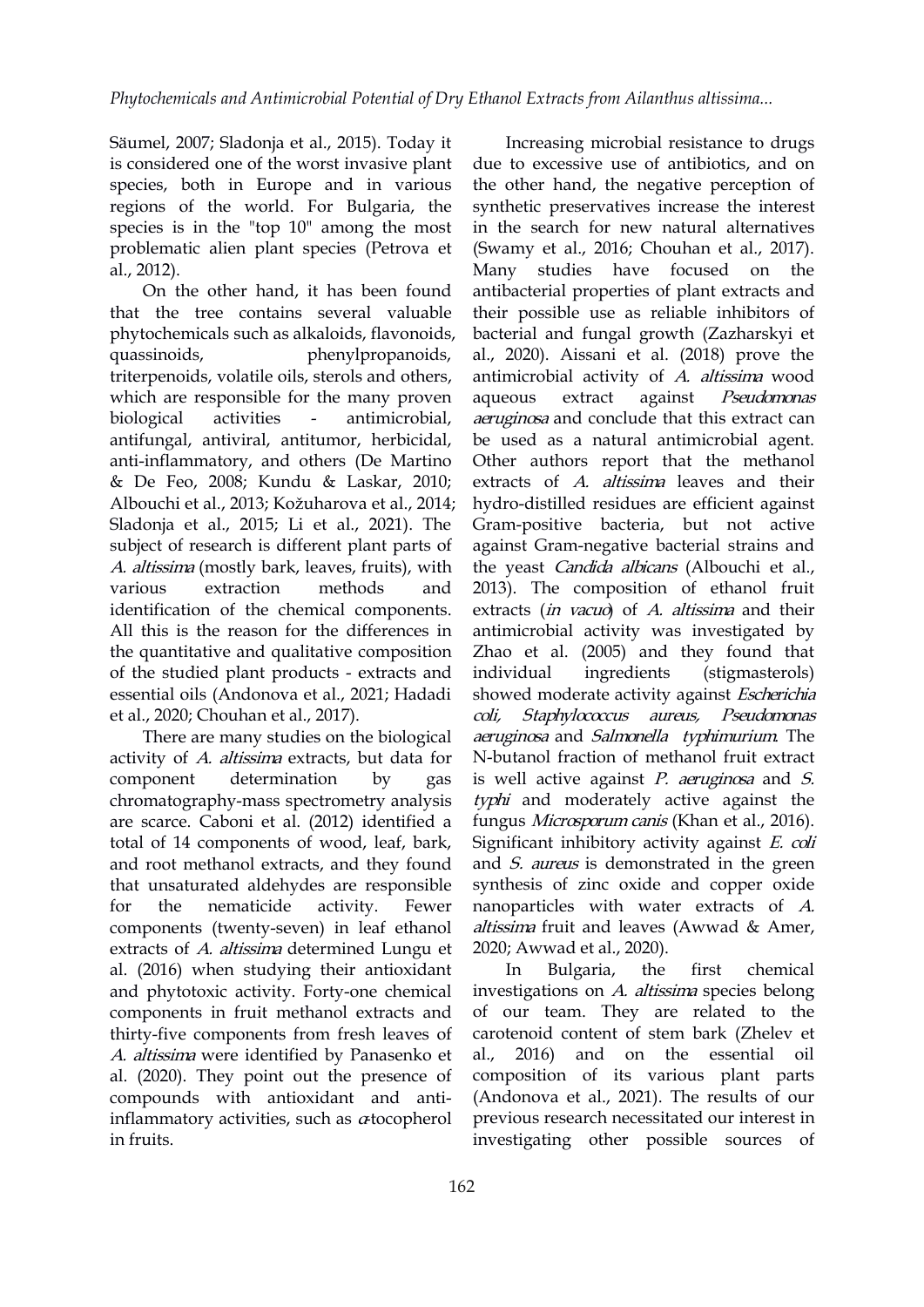Säumel, 2007; Sladonja et al., 2015). Today it is considered one of the worst invasive plant species, both in Europe and in various regions of the world. For Bulgaria, the species is in the "top 10" among the most problematic alien plant species (Petrova et al., 2012).

On the other hand, it has been found that the tree contains several valuable phytochemicals such as alkaloids, flavonoids, quassinoids, phenylpropanoids, triterpenoids, volatile oils, sterols and others, which are responsible for the many proven biological activities - antimicrobial, antifungal, antiviral, antitumor, herbicidal, anti-inflammatory, and others (De Martino & De Feo, 2008; Kundu & Laskar, 2010; Albouchi et al., 2013; Kožuharova et al., 2014; Sladonja et al., 2015; Li et al., 2021). The subject of research is different plant parts of *A. altissima* (mostly bark, leaves, fruits), with various extraction methods and identification of the chemical components. All this is the reason for the differences in the quantitative and qualitative composition of the studied plant products - extracts and essential oils (Andonova et al., 2021; Hadadi et al., 2020; Chouhan et al., 2017).

There are many studies on the biological activity of *A. altissima* extracts, but data for component determination by gas chromatography-mass spectrometry analysis are scarce. Caboni et al. (2012) identified a total of 14 components of wood, leaf, bark, and root methanol extracts, and they found that unsaturated aldehydes are responsible for the nematicide activity. Fewer components (twenty-seven) in leaf ethanol extracts of *A. altissima* determined Lungu et al. (2016) when studying their antioxidant and phytotoxic activity. Forty-one chemical components in fruit methanol extracts and thirty-five components from fresh leaves of *A. altissima* were identified by Panasenko et al. (2020). They point out the presence of compounds with antioxidant and anti-inflammatory activities, such as $\alpha$-tocopherol in fruits.

Increasing microbial resistance to drugs due to excessive use of antibiotics, and on the other hand, the negative perception of synthetic preservatives increase the interest in the search for new natural alternatives (Swamy et al., 2016; Chouhan et al., 2017). Many studies have focused on the antibacterial properties of plant extracts and their possible use as reliable inhibitors of bacterial and fungal growth (Zazharskyi et al., 2020). Aissani et al. (2018) prove the antimicrobial activity of *A. altissima* wood aqueous extract against *Pseudomonas aeruginosa* and conclude that this extract can be used as a natural antimicrobial agent. Other authors report that the methanol extracts of *A. altissima* leaves and their hydro-distilled residues are efficient against Gram-positive bacteria, but not active against Gram-negative bacterial strains and the yeast *Candida albicans* (Albouchi et al., 2013). The composition of ethanol fruit extracts (*in vacuo*) of *A. altissima* and their antimicrobial activity was investigated by Zhao et al. (2005) and they found that individual ingredients (stigmasterols) showed moderate activity against *Escherichia coli, Staphylococcus aureus, Pseudomonas aeruginosa* and *Salmonella typhimurium*. The N-butanol fraction of methanol fruit extract is well active against *P. aeruginosa* and *S. typhi* and moderately active against the fungus *Microsporum canis* (Khan et al., 2016). Significant inhibitory activity against *E. coli* and *S. aureus* is demonstrated in the green synthesis of zinc oxide and copper oxide nanoparticles with water extracts of *A. altissima* fruit and leaves (Awwad & Amer, 2020; Awwad et al., 2020).

In Bulgaria, the first chemical investigations on *A. altissima* species belong of our team. They are related to the carotenoid content of stem bark (Zhelev et al., 2016) and on the essential oil composition of its various plant parts (Andonova et al., 2021). The results of our previous research necessitated our interest in investigating other possible sources of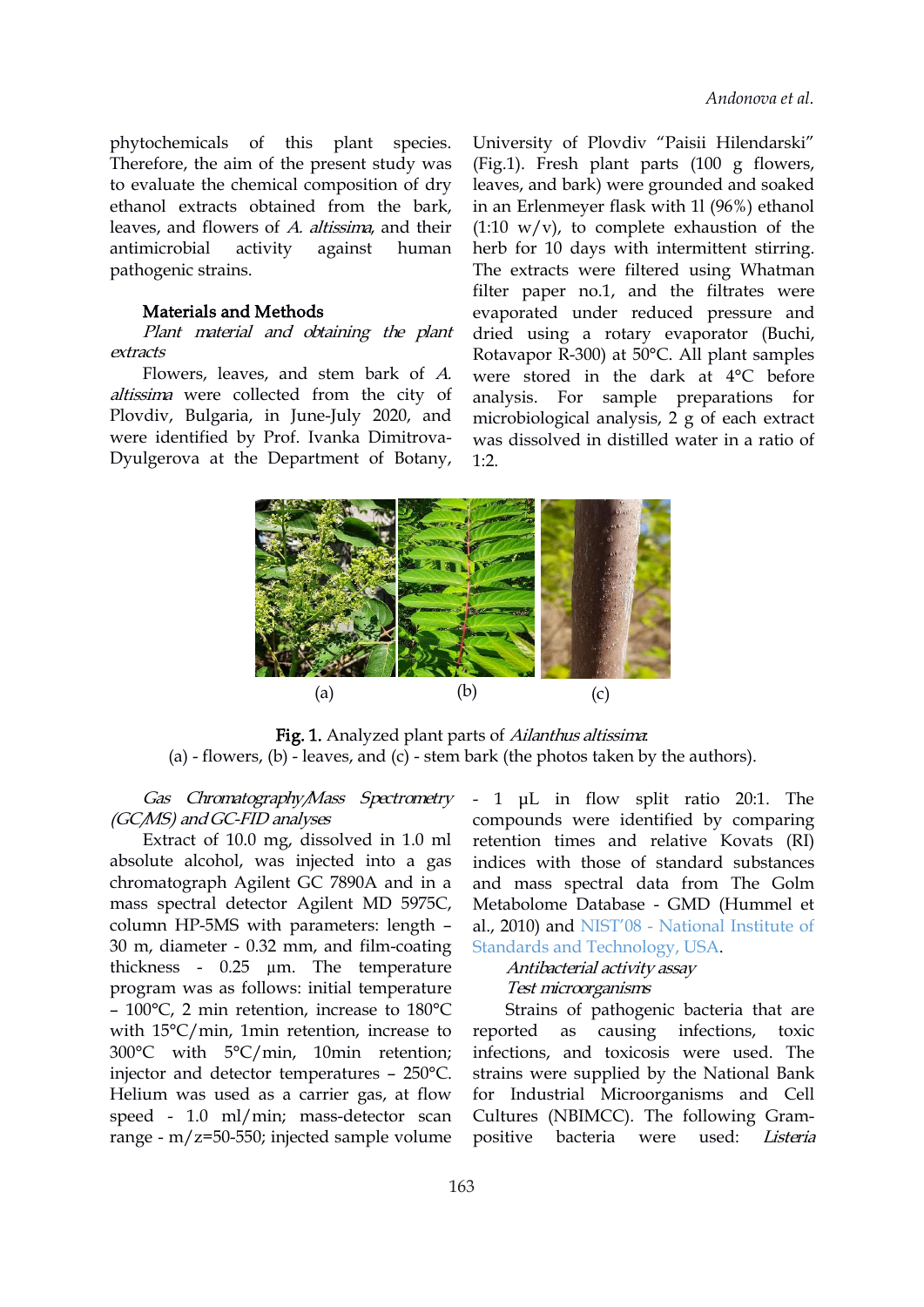phytochemicals of this plant species. Therefore, the aim of the present study was to evaluate the chemical composition of dry ethanol extracts obtained from the bark, leaves, and flowers of *A. altissima*, and their antimicrobial activity against human pathogenic strains.

## Materials and Methods

*Plant material and obtaining the plant extracts*

Flowers, leaves, and stem bark of *A. altissima* were collected from the city of Plovdiv, Bulgaria, in June-July 2020, and were identified by Prof. Ivanka Dimitrova-Dyulgerova at the Department of Botany, University of Plovdiv "Paisii Hilendarski" (Fig.1). Fresh plant parts (100 g flowers, leaves, and bark) were grounded and soaked in an Erlenmeyer flask with 1l (96%) ethanol (1:10 w/v), to complete exhaustion of the herb for 10 days with intermittent stirring. The extracts were filtered using Whatman filter paper no.1, and the filtrates were evaporated under reduced pressure and dried using a rotary evaporator (Buchi, Rotavapor R-300) at 50°C. All plant samples were stored in the dark at 4°C before analysis. For sample preparations for microbiological analysis, 2 g of each extract was dissolved in distilled water in a ratio of 1:2.

(a) (b) (c)

**Fig. 1.** Analyzed plant parts of *Ailanthus altissima*.
(a) - flowers, (b) - leaves, and (c) - stem bark (the photos taken by the authors).

*Gas Chromatography/Mass Spectrometry (GC/MS) and GC-FID analyses*

Extract of 10.0 mg, dissolved in 1.0 ml absolute alcohol, was injected into a gas chromatograph Agilent GC 7890A and in a mass spectral detector Agilent MD 5975C, column HP-5MS with parameters: length – 30 m, diameter - 0.32 mm, and film-coating thickness - 0.25 µm. The temperature program was as follows: initial temperature – 100°C, 2 min retention, increase to 180°C with 15°C/min, 1min retention, increase to 300°C with 5°C/min, 10min retention; injector and detector temperatures – 250°C. Helium was used as a carrier gas, at flow speed - 1.0 ml/min; mass-detector scan range - m/z=50-550; injected sample volume - 1 µL in flow split ratio 20:1. The compounds were identified by comparing retention times and relative Kovats (RI) indices with those of standard substances and mass spectral data from The Golm Metabolome Database - GMD (Hummel et al., 2010) and NIST'08 - National Institute of Standards and Technology, USA.

*Antibacterial activity assay*

*Test microorganisms*

Strains of pathogenic bacteria that are reported as causing infections, toxic infections, and toxicosis were used. The strains were supplied by the National Bank for Industrial Microorganisms and Cell Cultures (NBIMCC). The following Gram-positive bacteria were used: *Listeria*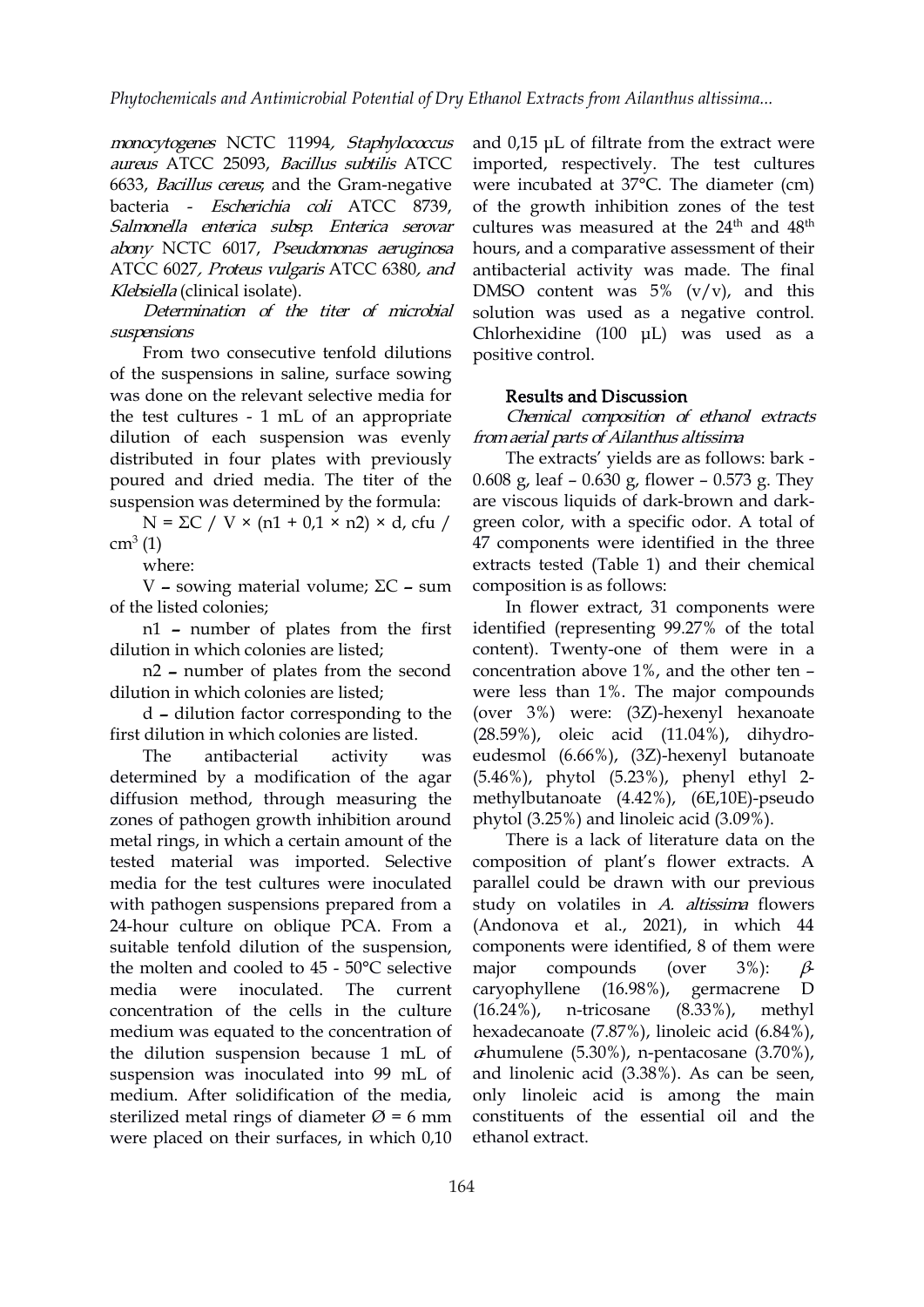*monocytogenes* NCTC 11994, *Staphylococcus aureus* ATCC 25093, *Bacillus subtilis* ATCC 6633, *Bacillus cereus*; and the Gram-negative bacteria - *Escherichia coli* ATCC 8739, *Salmonella enterica subsp. Enterica serovar abony* NCTC 6017, *Pseudomonas aeruginosa* ATCC 6027, *Proteus vulgaris* ATCC 6380, and *Klebsiella* (clinical isolate).

*Determination of the titer of microbial suspensions*

From two consecutive tenfold dilutions of the suspensions in saline, surface sowing was done on the relevant selective media for the test cultures - 1 mL of an appropriate dilution of each suspension was evenly distributed in four plates with previously poured and dried media. The titer of the suspension was determined by the formula:

$N = \Sigma C / V \times (n1 + 0{,}1 \times n2) \times d$, cfu / $cm^3$ (1)

where:

V – sowing material volume; ΣC – sum of the listed colonies;

n1 – number of plates from the first dilution in which colonies are listed;

n2 – number of plates from the second dilution in which colonies are listed;

d – dilution factor corresponding to the first dilution in which colonies are listed.

The antibacterial activity was determined by a modification of the agar diffusion method, through measuring the zones of pathogen growth inhibition around metal rings, in which a certain amount of the tested material was imported. Selective media for the test cultures were inoculated with pathogen suspensions prepared from a 24-hour culture on oblique PCA. From a suitable tenfold dilution of the suspension, the molten and cooled to 45 - 50°C selective media were inoculated. The current concentration of the cells in the culture medium was equated to the concentration of the dilution suspension because 1 mL of suspension was inoculated into 99 mL of medium. After solidification of the media, sterilized metal rings of diameter Ø = 6 mm were placed on their surfaces, in which 0,10 and 0,15 µL of filtrate from the extract were imported, respectively. The test cultures were incubated at 37°C. The diameter (cm) of the growth inhibition zones of the test cultures was measured at the 24th and 48th hours, and a comparative assessment of their antibacterial activity was made. The final DMSO content was 5% (v/v), and this solution was used as a negative control. Chlorhexidine (100 µL) was used as a positive control.

## Results and Discussion

*Chemical composition of ethanol extracts from aerial parts of Ailanthus altissima*

The extracts' yields are as follows: bark - 0.608 g, leaf – 0.630 g, flower – 0.573 g. They are viscous liquids of dark-brown and dark-green color, with a specific odor. A total of 47 components were identified in the three extracts tested (Table 1) and their chemical composition is as follows:

In flower extract, 31 components were identified (representing 99.27% of the total content). Twenty-one of them were in a concentration above 1%, and the other ten – were less than 1%. The major compounds (over 3%) were: (3Z)-hexenyl hexanoate (28.59%), oleic acid (11.04%), dihydro-eudesmol (6.66%), (3Z)-hexenyl butanoate (5.46%), phytol (5.23%), phenyl ethyl 2-methylbutanoate (4.42%), (6E,10E)-pseudo phytol (3.25%) and linoleic acid (3.09%).

There is a lack of literature data on the composition of plant's flower extracts. A parallel could be drawn with our previous study on volatiles in *A. altissima* flowers (Andonova et al., 2021), in which 44 components were identified, 8 of them were major compounds (over 3%): β-caryophyllene (16.98%), germacrene D (16.24%), n-tricosane (8.33%), methyl hexadecanoate (7.87%), linoleic acid (6.84%), α-humulene (5.30%), n-pentacosane (3.70%), and linolenic acid (3.38%). As can be seen, only linoleic acid is among the main constituents of the essential oil and the ethanol extract.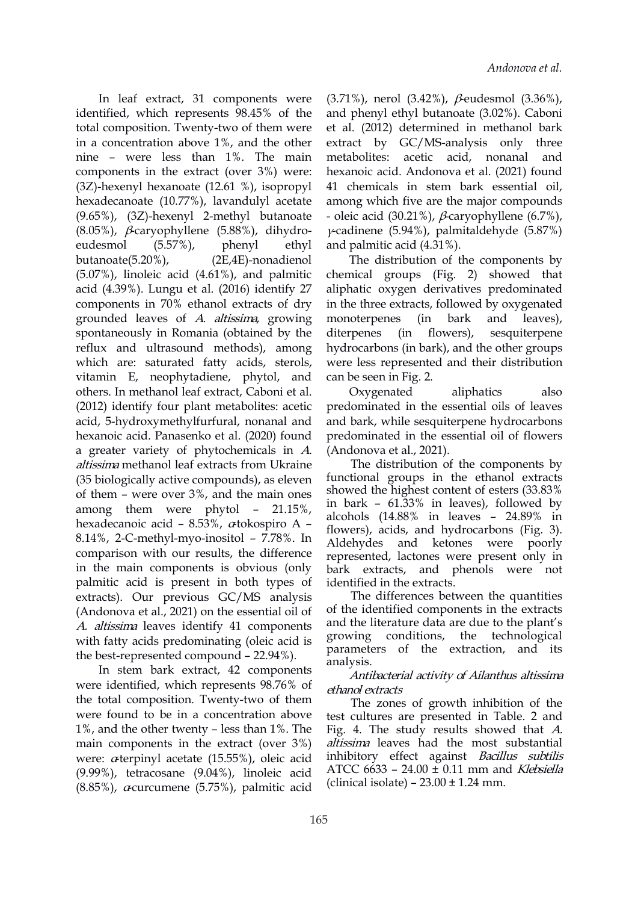In leaf extract, 31 components were identified, which represents 98.45% of the total composition. Twenty-two of them were in a concentration above 1%, and the other nine – were less than 1%. The main components in the extract (over 3%) were: (3Z)-hexenyl hexanoate (12.61 %), isopropyl hexadecanoate (10.77%), lavandulyl acetate (9.65%), (3Z)-hexenyl 2-methyl butanoate (8.05%), *β*-caryophyllene (5.88%), dihydro-eudesmol (5.57%), phenyl ethyl butanoate(5.20%), (2E,4E)-nonadienol (5.07%), linoleic acid (4.61%), and palmitic acid (4.39%). Lungu et al. (2016) identify 27 components in 70% ethanol extracts of dry grounded leaves of *A. altissima*, growing spontaneously in Romania (obtained by the reflux and ultrasound methods), among which are: saturated fatty acids, sterols, vitamin E, neophytadiene, phytol, and others. In methanol leaf extract, Caboni et al. (2012) identify four plant metabolites: acetic acid, 5-hydroxymethylfurfural, nonanal and hexanoic acid. Panasenko et al. (2020) found a greater variety of phytochemicals in *A. altissima* methanol leaf extracts from Ukraine (35 biologically active compounds), as eleven of them – were over 3%, and the main ones among them were phytol – 21.15%, hexadecanoic acid – 8.53%, *α*-tokospiro A – 8.14%, 2-C-methyl-myo-inositol – 7.78%. In comparison with our results, the difference in the main components is obvious (only palmitic acid is present in both types of extracts). Our previous GC/MS analysis (Andonova et al., 2021) on the essential oil of *A. altissima* leaves identify 41 components with fatty acids predominating (oleic acid is the best-represented compound – 22.94%).

In stem bark extract, 42 components were identified, which represents 98.76% of the total composition. Twenty-two of them were found to be in a concentration above 1%, and the other twenty – less than 1%. The main components in the extract (over 3%) were: *α*-terpinyl acetate (15.55%), oleic acid (9.99%), tetracosane (9.04%), linoleic acid (8.85%), *α*-curcumene (5.75%), palmitic acid (3.71%), nerol (3.42%), *β*-eudesmol (3.36%), and phenyl ethyl butanoate (3.02%). Caboni et al. (2012) determined in methanol bark extract by GC/MS-analysis only three metabolites: acetic acid, nonanal and hexanoic acid. Andonova et al. (2021) found 41 chemicals in stem bark essential oil, among which five are the major compounds - oleic acid (30.21%), *β*-caryophyllene (6.7%), *γ*-cadinene (5.94%), palmitaldehyde (5.87%) and palmitic acid (4.31%).

The distribution of the components by chemical groups (Fig. 2) showed that aliphatic oxygen derivatives predominated in the three extracts, followed by oxygenated monoterpenes (in bark and leaves), diterpenes (in flowers), sesquiterpene hydrocarbons (in bark), and the other groups were less represented and their distribution can be seen in Fig. 2.

Oxygenated aliphatics also predominated in the essential oils of leaves and bark, while sesquiterpene hydrocarbons predominated in the essential oil of flowers (Andonova et al., 2021).

The distribution of the components by functional groups in the ethanol extracts showed the highest content of esters (33.83% in bark – 61.33% in leaves), followed by alcohols (14.88% in leaves – 24.89% in flowers), acids, and hydrocarbons (Fig. 3). Aldehydes and ketones were poorly represented, lactones were present only in bark extracts, and phenols were not identified in the extracts.

The differences between the quantities of the identified components in the extracts and the literature data are due to the plant's growing conditions, the technological parameters of the extraction, and its analysis.

*Antibacterial activity of Ailanthus altissima ethanol extracts*

The zones of growth inhibition of the test cultures are presented in Table. 2 and Fig. 4. The study results showed that *A. altissima* leaves had the most substantial inhibitory effect against *Bacillus subtilis* ATCC 6633 – 24.00 ± 0.11 mm and *Klebsiella* (clinical isolate) – 23.00 ± 1.24 mm.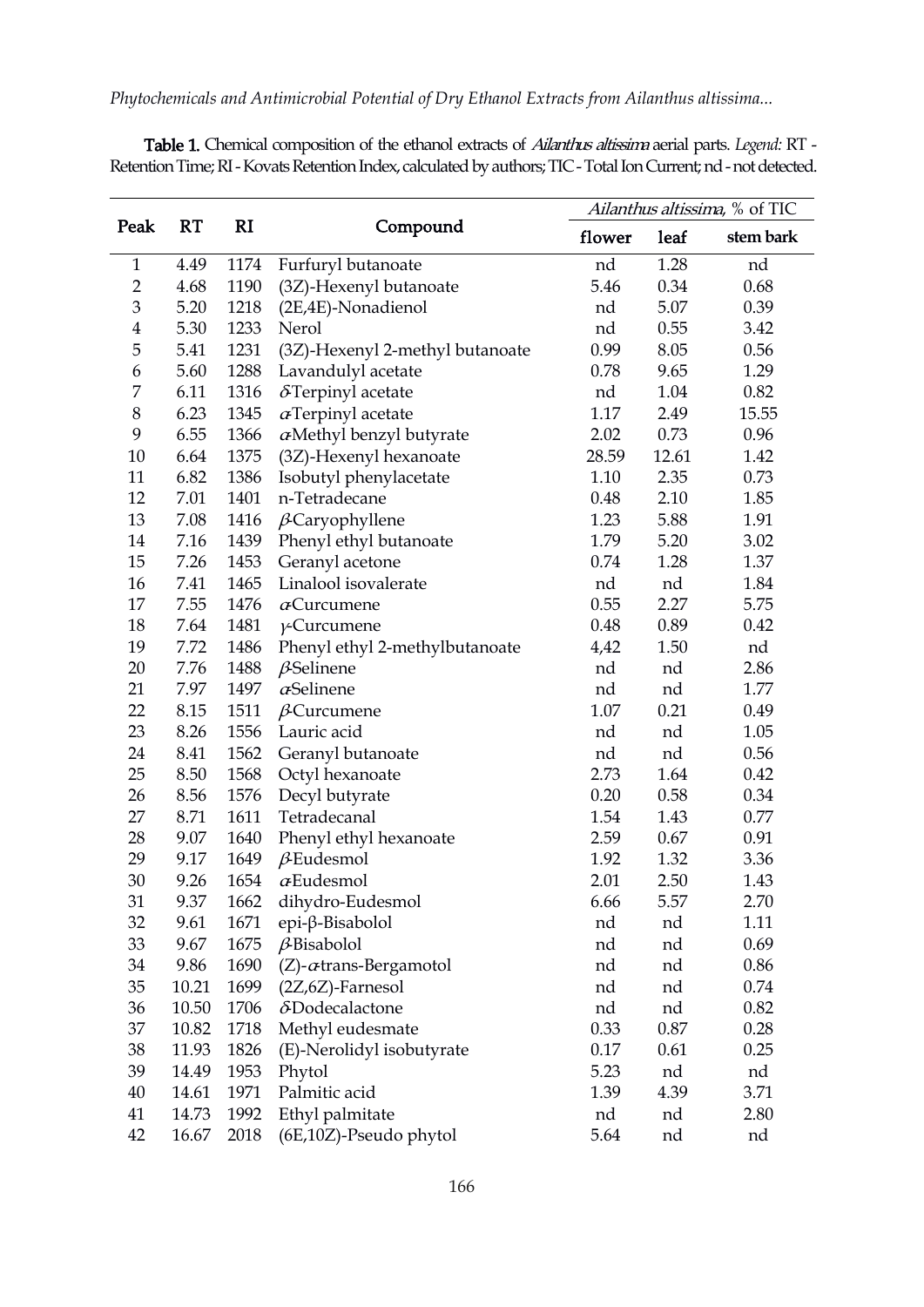**Table 1.** Chemical composition of the ethanol extracts of *Ailanthus altissima* aerial parts. *Legend:* RT - Retention Time; RI - Kovats Retention Index, calculated by authors; TIC - Total Ion Current; nd - not detected.

| Peak | RT | RI | Compound | *Ailanthus altissima*, % of TIC | | |
|---|---|---|---|---|---|---|
| | | | | flower | leaf | stem bark |
| 1 | 4.49 | 1174 | Furfuryl butanoate | nd | 1.28 | nd |
| 2 | 4.68 | 1190 | (3Z)-Hexenyl butanoate | 5.46 | 0.34 | 0.68 |
| 3 | 5.20 | 1218 | (2E,4E)-Nonadienol | nd | 5.07 | 0.39 |
| 4 | 5.30 | 1233 | Nerol | nd | 0.55 | 3.42 |
| 5 | 5.41 | 1231 | (3Z)-Hexenyl 2-methyl butanoate | 0.99 | 8.05 | 0.56 |
| 6 | 5.60 | 1288 | Lavandulyl acetate | 0.78 | 9.65 | 1.29 |
| 7 | 6.11 | 1316 | δ-Terpinyl acetate | nd | 1.04 | 0.82 |
| 8 | 6.23 | 1345 | α-Terpinyl acetate | 1.17 | 2.49 | 15.55 |
| 9 | 6.55 | 1366 | α-Methyl benzyl butyrate | 2.02 | 0.73 | 0.96 |
| 10 | 6.64 | 1375 | (3Z)-Hexenyl hexanoate | 28.59 | 12.61 | 1.42 |
| 11 | 6.82 | 1386 | Isobutyl phenylacetate | 1.10 | 2.35 | 0.73 |
| 12 | 7.01 | 1401 | n-Tetradecane | 0.48 | 2.10 | 1.85 |
| 13 | 7.08 | 1416 | β-Caryophyllene | 1.23 | 5.88 | 1.91 |
| 14 | 7.16 | 1439 | Phenyl ethyl butanoate | 1.79 | 5.20 | 3.02 |
| 15 | 7.26 | 1453 | Geranyl acetone | 0.74 | 1.28 | 1.37 |
| 16 | 7.41 | 1465 | Linalool isovalerate | nd | nd | 1.84 |
| 17 | 7.55 | 1476 | α-Curcumene | 0.55 | 2.27 | 5.75 |
| 18 | 7.64 | 1481 | γ-Curcumene | 0.48 | 0.89 | 0.42 |
| 19 | 7.72 | 1486 | Phenyl ethyl 2-methylbutanoate | 4,42 | 1.50 | nd |
| 20 | 7.76 | 1488 | β-Selinene | nd | nd | 2.86 |
| 21 | 7.97 | 1497 | α-Selinene | nd | nd | 1.77 |
| 22 | 8.15 | 1511 | β-Curcumene | 1.07 | 0.21 | 0.49 |
| 23 | 8.26 | 1556 | Lauric acid | nd | nd | 1.05 |
| 24 | 8.41 | 1562 | Geranyl butanoate | nd | nd | 0.56 |
| 25 | 8.50 | 1568 | Octyl hexanoate | 2.73 | 1.64 | 0.42 |
| 26 | 8.56 | 1576 | Decyl butyrate | 0.20 | 0.58 | 0.34 |
| 27 | 8.71 | 1611 | Tetradecanal | 1.54 | 1.43 | 0.77 |
| 28 | 9.07 | 1640 | Phenyl ethyl hexanoate | 2.59 | 0.67 | 0.91 |
| 29 | 9.17 | 1649 | β-Eudesmol | 1.92 | 1.32 | 3.36 |
| 30 | 9.26 | 1654 | α-Eudesmol | 2.01 | 2.50 | 1.43 |
| 31 | 9.37 | 1662 | dihydro-Eudesmol | 6.66 | 5.57 | 2.70 |
| 32 | 9.61 | 1671 | epi-β-Bisabolol | nd | nd | 1.11 |
| 33 | 9.67 | 1675 | β-Bisabolol | nd | nd | 0.69 |
| 34 | 9.86 | 1690 | (Z)-α-trans-Bergamotol | nd | nd | 0.86 |
| 35 | 10.21 | 1699 | (2Z,6Z)-Farnesol | nd | nd | 0.74 |
| 36 | 10.50 | 1706 | δ-Dodecalactone | nd | nd | 0.82 |
| 37 | 10.82 | 1718 | Methyl eudesmate | 0.33 | 0.87 | 0.28 |
| 38 | 11.93 | 1826 | (E)-Nerolidyl isobutyrate | 0.17 | 0.61 | 0.25 |
| 39 | 14.49 | 1953 | Phytol | 5.23 | nd | nd |
| 40 | 14.61 | 1971 | Palmitic acid | 1.39 | 4.39 | 3.71 |
| 41 | 14.73 | 1992 | Ethyl palmitate | nd | nd | 2.80 |
| 42 | 16.67 | 2018 | (6E,10Z)-Pseudo phytol | 5.64 | nd | nd |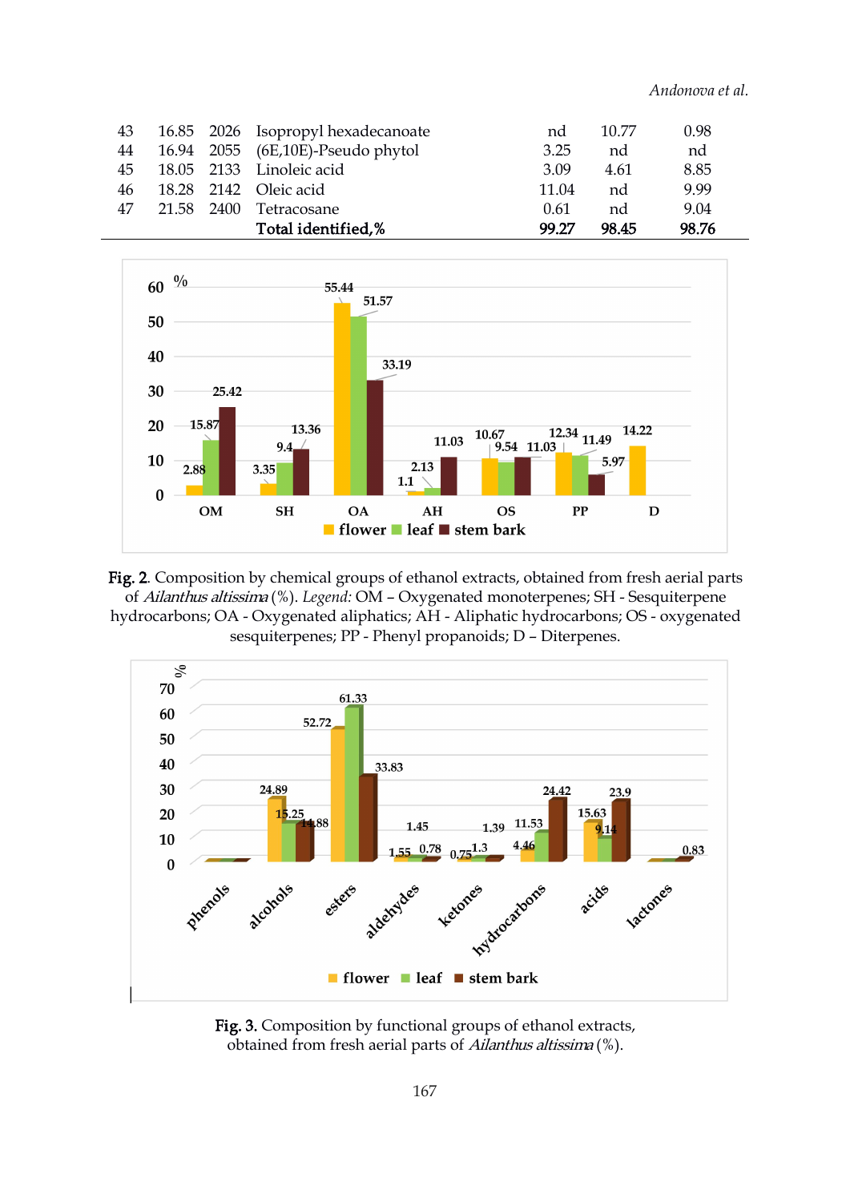| 43 | 16.85 | 2026 | Isopropyl hexadecanoate | nd | 10.77 | 0.98 |
|---|---|---|---|---|---|---|
| 44 | 16.94 | 2055 | (6E,10E)-Pseudo phytol | 3.25 | nd | nd |
| 45 | 18.05 | 2133 | Linoleic acid | 3.09 | 4.61 | 8.85 |
| 46 | 18.28 | 2142 | Oleic acid | 11.04 | nd | 9.99 |
| 47 | 21.58 | 2400 | Tetracosane | 0.61 | nd | 9.04 |
| | | | **Total identified,%** | **99.27** | **98.45** | **98.76** |

**Fig. 2**. Composition by chemical groups of ethanol extracts, obtained from fresh aerial parts of *Ailanthus altissima* (%). *Legend:* OM – Oxygenated monoterpenes; SH - Sesquiterpene hydrocarbons; OA - Oxygenated aliphatics; AH - Aliphatic hydrocarbons; OS - oxygenated sesquiterpenes; PP - Phenyl propanoids; D – Diterpenes.

**Fig. 3.** Composition by functional groups of ethanol extracts, obtained from fresh aerial parts of *Ailanthus altissima* (%).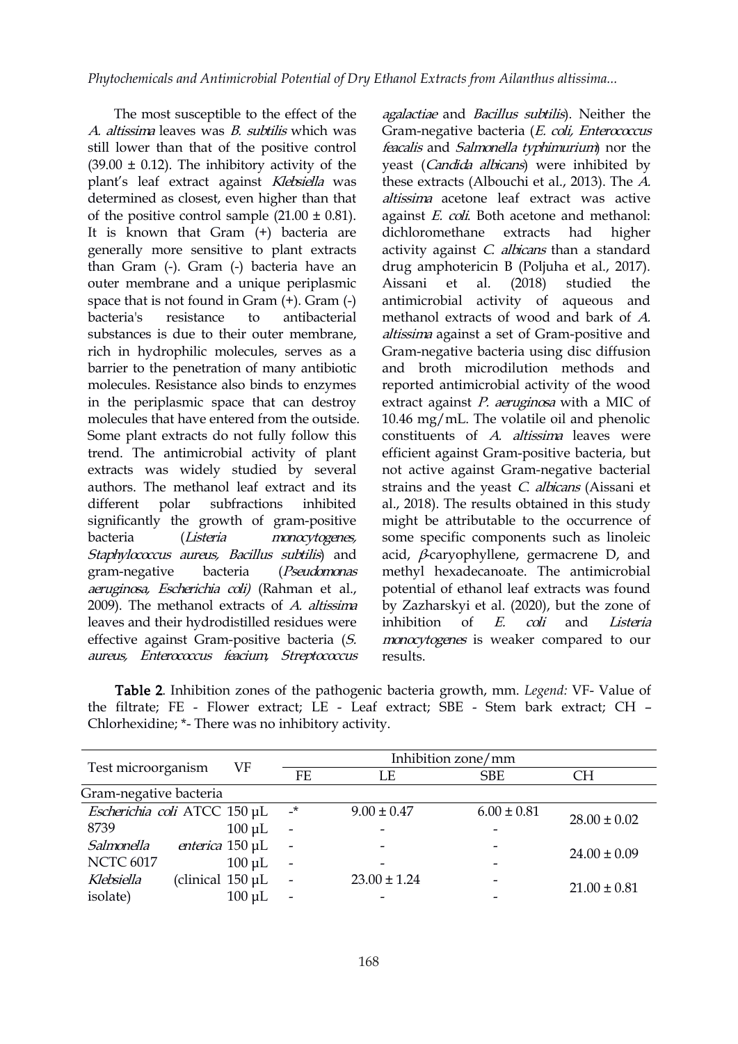The most susceptible to the effect of the *A. altissima* leaves was *B. subtilis* which was still lower than that of the positive control (39.00 ± 0.12). The inhibitory activity of the plant's leaf extract against *Klebsiella* was determined as closest, even higher than that of the positive control sample (21.00 ± 0.81). It is known that Gram (+) bacteria are generally more sensitive to plant extracts than Gram (-). Gram (-) bacteria have an outer membrane and a unique periplasmic space that is not found in Gram (+). Gram (-) bacteria's resistance to antibacterial substances is due to their outer membrane, rich in hydrophilic molecules, serves as a barrier to the penetration of many antibiotic molecules. Resistance also binds to enzymes in the periplasmic space that can destroy molecules that have entered from the outside. Some plant extracts do not fully follow this trend. The antimicrobial activity of plant extracts was widely studied by several authors. The methanol leaf extract and its different polar subfractions inhibited significantly the growth of gram-positive bacteria (*Listeria monocytogenes, Staphylococcus aureus, Bacillus subtilis*) and gram-negative bacteria (*Pseudomonas aeruginosa, Escherichia coli)* (Rahman et al., 2009). The methanol extracts of *A. altissima* leaves and their hydrodistilled residues were effective against Gram-positive bacteria (*S. aureus, Enterococcus feacium, Streptococcus agalactiae* and *Bacillus subtilis*). Neither the Gram-negative bacteria (*E. coli, Enterococcus feacalis* and *Salmonella typhimurium*) nor the yeast (*Candida albicans*) were inhibited by these extracts (Albouchi et al., 2013). The *A. altissima* acetone leaf extract was active against *E. coli*. Both acetone and methanol: dichloromethane extracts had higher activity against *C. albicans* than a standard drug amphotericin B (Poljuha et al., 2017). Aissani et al. (2018) studied the antimicrobial activity of aqueous and methanol extracts of wood and bark of *A. altissima* against a set of Gram-positive and Gram-negative bacteria using disc diffusion and broth microdilution methods and reported antimicrobial activity of the wood extract against *P. aeruginosa* with a MIC of 10.46 mg/mL. The volatile oil and phenolic constituents of *A. altissima* leaves were efficient against Gram-positive bacteria, but not active against Gram-negative bacterial strains and the yeast *C. albicans* (Aissani et al., 2018). The results obtained in this study might be attributable to the occurrence of some specific components such as linoleic acid, *β*-caryophyllene, germacrene D, and methyl hexadecanoate. The antimicrobial potential of ethanol leaf extracts was found by Zazharskyi et al. (2020), but the zone of inhibition of *E. coli* and *Listeria monocytogenes* is weaker compared to our results.

**Table 2**. Inhibition zones of the pathogenic bacteria growth, mm. *Legend:* VF- Value of the filtrate; FE - Flower extract; LE - Leaf extract; SBE - Stem bark extract; CH – Chlorhexidine; *- There was no inhibitory activity.

| Test microorganism | VF | Inhibition zone/mm | | | |
|---|---|---|---|---|---|
| | | FE | LE | SBE | CH |
| Gram-negative bacteria | | | | | |
| *Escherichia coli* ATCC 8739 | 150 µL | -* | 9.00 ± 0.47 | 6.00 ± 0.81 | 28.00 ± 0.02 |
| | 100 µL | - | - | - | |
| *Salmonella enterica* NCTC 6017 | 150 µL | - | - | - | 24.00 ± 0.09 |
| | 100 µL | - | - | - | |
| *Klebsiella* (clinical isolate) | 150 µL | - | 23.00 ± 1.24 | - | 21.00 ± 0.81 |
| | 100 µL | - | - | - | |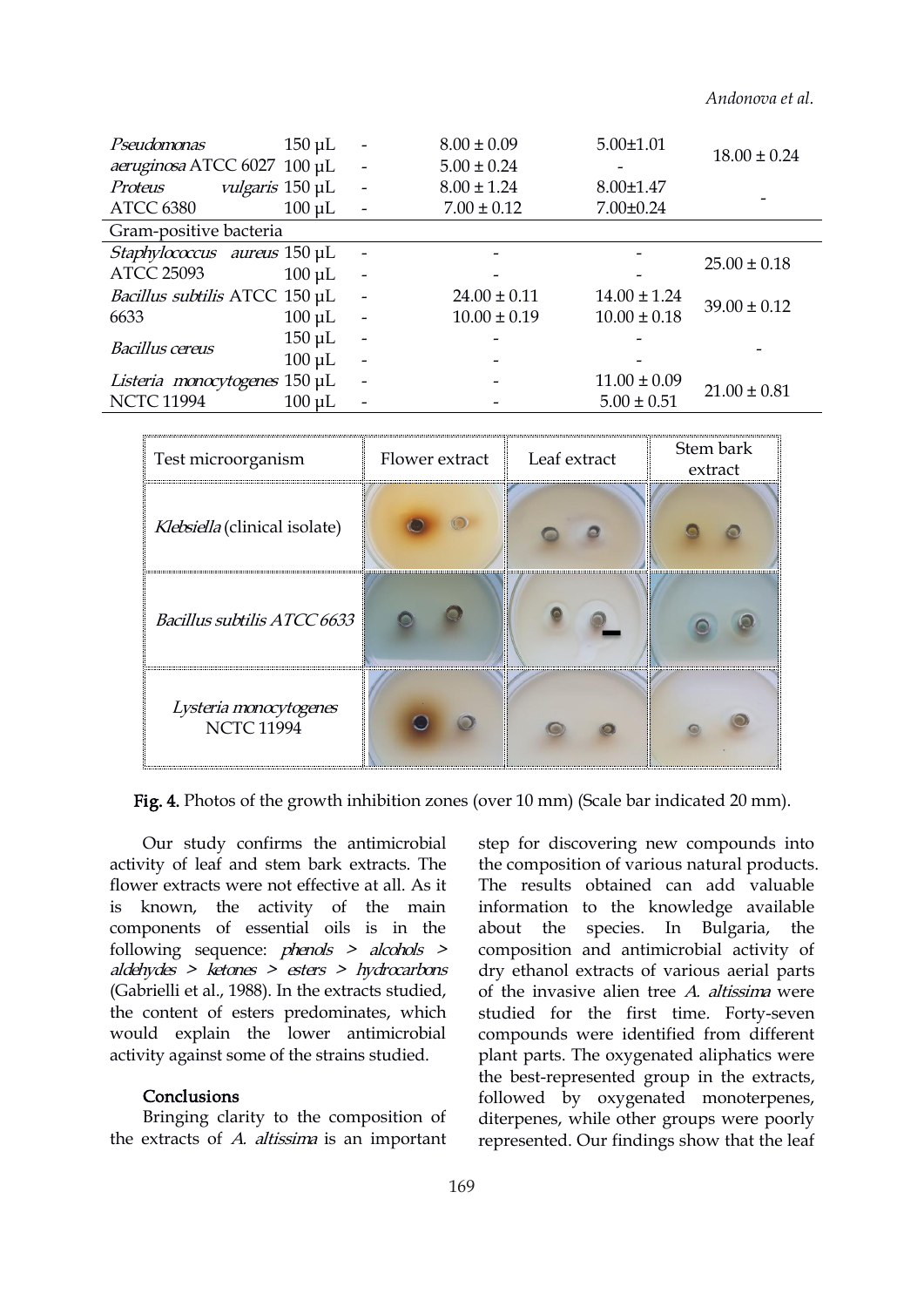| | | | | | |
|---|---|---|---|---|---|
| *Pseudomonas aeruginosa* ATCC 6027 | 150 µL | - | 8.00 ± 0.09 | 5.00±1.01 | 18.00 ± 0.24 |
| | 100 µL | - | 5.00 ± 0.24 | - | |
| *Proteus vulgaris* ATCC 6380 | 150 µL | - | 8.00 ± 1.24 | 8.00±1.47 | - |
| | 100 µL | - | 7.00 ± 0.12 | 7.00±0.24 | |
| Gram-positive bacteria | | | | | |
| *Staphylococcus aureus* ATCC 25093 | 150 µL | - | - | - | 25.00 ± 0.18 |
| | 100 µL | - | - | - | |
| *Bacillus subtilis* ATCC 6633 | 150 µL | - | 24.00 ± 0.11 | 14.00 ± 1.24 | 39.00 ± 0.12 |
| | 100 µL | - | 10.00 ± 0.19 | 10.00 ± 0.18 | |
| *Bacillus cereus* | 150 µL | - | - | - | - |
| | 100 µL | - | - | - | |
| *Listeria monocytogenes* NCTC 11994 | 150 µL | - | - | 11.00 ± 0.09 | 21.00 ± 0.81 |
| | 100 µL | - | - | 5.00 ± 0.51 | |

| Test microorganism | Flower extract | Leaf extract | Stem bark extract |
|---|---|---|---|
| *Klebsiella* (clinical isolate) | | | |
| *Bacillus subtilis ATCC 6633* | | | |
| *Lysteria monocytogenes* NCTC 11994 | | | |

**Fig. 4.** Photos of the growth inhibition zones (over 10 mm) (Scale bar indicated 20 mm).

Our study confirms the antimicrobial activity of leaf and stem bark extracts. The flower extracts were not effective at all. As it is known, the activity of the main components of essential oils is in the following sequence: *phenols > alcohols > aldehydes > ketones > esters > hydrocarbons* (Gabrielli et al., 1988). In the extracts studied, the content of esters predominates, which would explain the lower antimicrobial activity against some of the strains studied.

## Conclusions

Bringing clarity to the composition of the extracts of *A. altissima* is an important step for discovering new compounds into the composition of various natural products. The results obtained can add valuable information to the knowledge available about the species. In Bulgaria, the composition and antimicrobial activity of dry ethanol extracts of various aerial parts of the invasive alien tree *A. altissima* were studied for the first time. Forty-seven compounds were identified from different plant parts. The oxygenated aliphatics were the best-represented group in the extracts, followed by oxygenated monoterpenes, diterpenes, while other groups were poorly represented. Our findings show that the leaf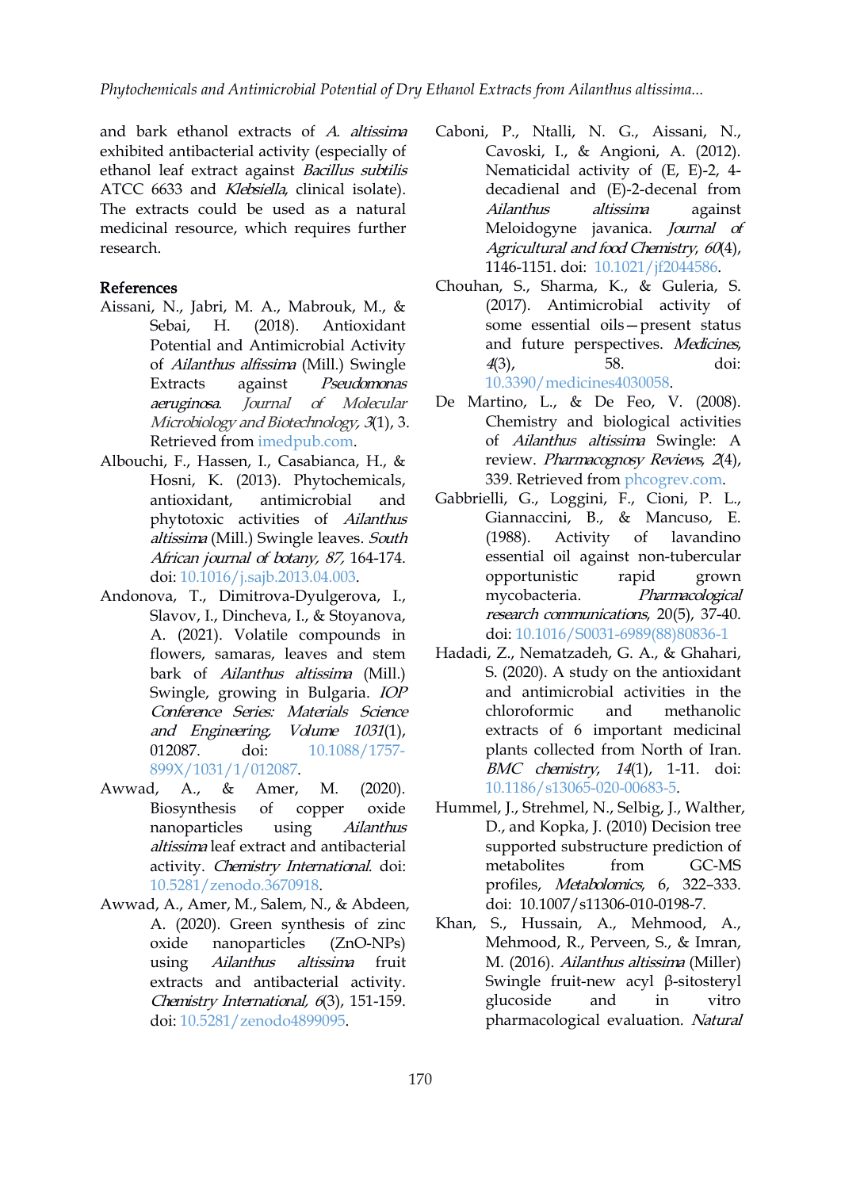and bark ethanol extracts of *A. altissima* exhibited antibacterial activity (especially of ethanol leaf extract against *Bacillus subtilis* ATCC 6633 and *Klebsiella*, clinical isolate). The extracts could be used as a natural medicinal resource, which requires further research.

## References

Aissani, N., Jabri, M. A., Mabrouk, M., & Sebai, H. (2018). Antioxidant Potential and Antimicrobial Activity of *Ailanthus alfissima* (Mill.) Swingle Extracts against *Pseudomonas aeruginosa*. *Journal of Molecular Microbiology and Biotechnology, 3*(1), 3. Retrieved from imedpub.com.

Albouchi, F., Hassen, I., Casabianca, H., & Hosni, K. (2013). Phytochemicals, antioxidant, antimicrobial and phytotoxic activities of *Ailanthus altissima* (Mill.) Swingle leaves. *South African journal of botany, 87,* 164-174. doi: 10.1016/j.sajb.2013.04.003.

Andonova, T., Dimitrova-Dyulgerova, I., Slavov, I., Dincheva, I., & Stoyanova, A. (2021). Volatile compounds in flowers, samaras, leaves and stem bark of *Ailanthus altissima* (Mill.) Swingle, growing in Bulgaria. *IOP Conference Series: Materials Science and Engineering, Volume 1031*(1), 012087. doi: 10.1088/1757-899X/1031/1/012087.

Awwad, A., & Amer, M. (2020). Biosynthesis of copper oxide nanoparticles using *Ailanthus altissima* leaf extract and antibacterial activity. *Chemistry International*. doi: 10.5281/zenodo.3670918.

Awwad, A., Amer, M., Salem, N., & Abdeen, A. (2020). Green synthesis of zinc oxide nanoparticles (ZnO-NPs) using *Ailanthus altissima* fruit extracts and antibacterial activity. *Chemistry International, 6*(3), 151-159. doi: 10.5281/zenodo4899095.

Caboni, P., Ntalli, N. G., Aissani, N., Cavoski, I., & Angioni, A. (2012). Nematicidal activity of (E, E)-2, 4-decadienal and (E)-2-decenal from *Ailanthus altissima* against Meloidogyne javanica. *Journal of Agricultural and food Chemistry, 60*(4), 1146-1151. doi: 10.1021/jf2044586.

Chouhan, S., Sharma, K., & Guleria, S. (2017). Antimicrobial activity of some essential oils—present status and future perspectives. *Medicines, 4*(3), 58. doi: 10.3390/medicines4030058.

De Martino, L., & De Feo, V. (2008). Chemistry and biological activities of *Ailanthus altissima* Swingle: A review. *Pharmacognosy Reviews, 2*(4), 339. Retrieved from phcogrev.com.

Gabbrielli, G., Loggini, F., Cioni, P. L., Giannaccini, B., & Mancuso, E. (1988). Activity of lavandino essential oil against non-tubercular opportunistic rapid grown mycobacteria. *Pharmacological research communications*, 20(5), 37-40. doi: 10.1016/S0031-6989(88)80836-1

Hadadi, Z., Nematzadeh, G. A., & Ghahari, S. (2020). A study on the antioxidant and antimicrobial activities in the chloroformic and methanolic extracts of 6 important medicinal plants collected from North of Iran. *BMC chemistry, 14*(1), 1-11. doi: 10.1186/s13065-020-00683-5.

Hummel, J., Strehmel, N., Selbig, J., Walther, D., and Kopka, J. (2010) Decision tree supported substructure prediction of metabolites from GC-MS profiles, *Metabolomics*, 6, 322–333. doi: 10.1007/s11306-010-0198-7.

Khan, S., Hussain, A., Mehmood, A., Mehmood, R., Perveen, S., & Imran, M. (2016). *Ailanthus altissima* (Miller) Swingle fruit-new acyl β-sitosteryl glucoside and in vitro pharmacological evaluation. *Natural*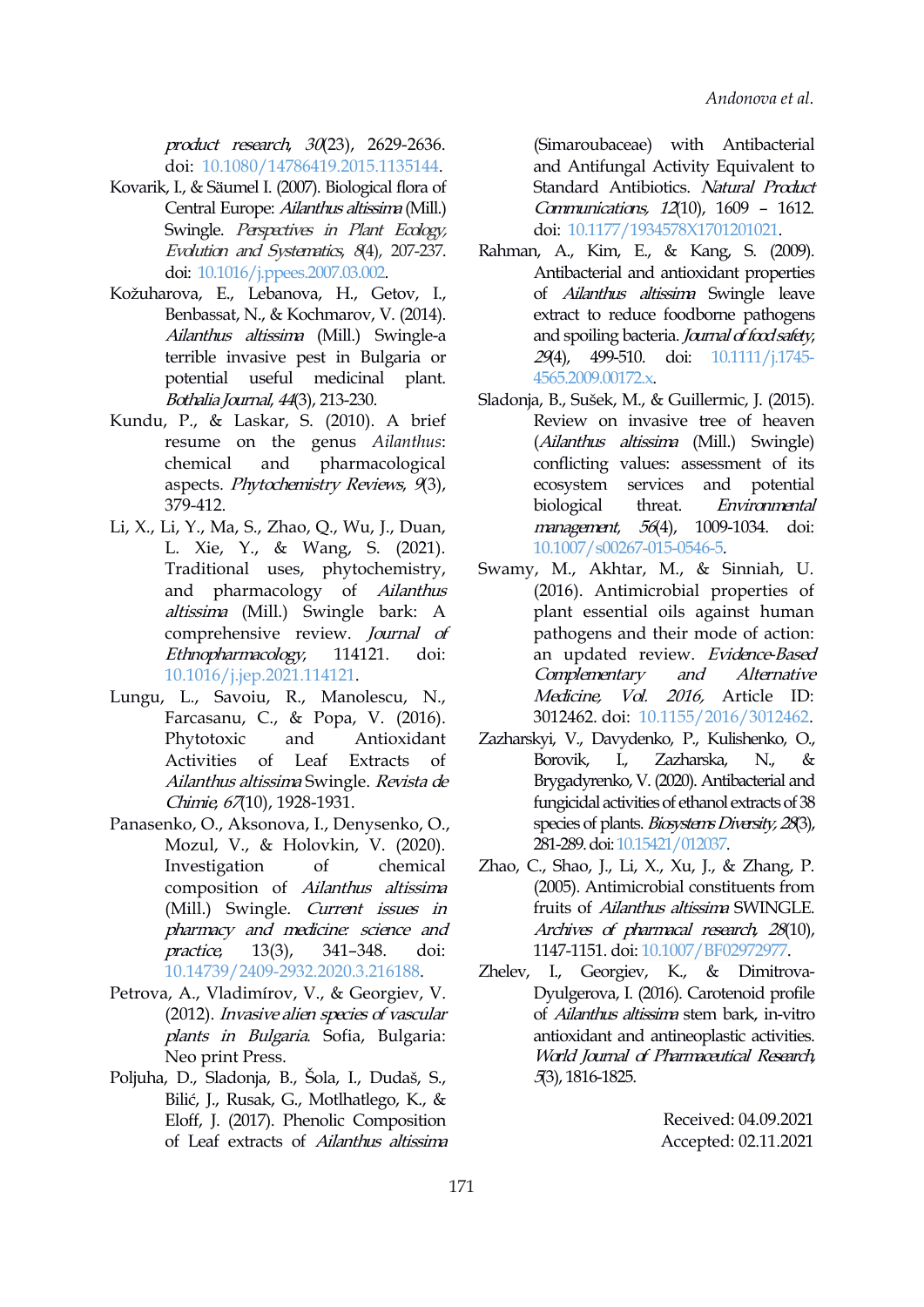*product research*, *30*(23), 2629-2636. doi: 10.1080/14786419.2015.1135144.

Kovarik, I., & Säumel I. (2007). Biological flora of Central Europe: *Ailanthus altissima* (Mill.) Swingle. *Perspectives in Plant Ecology, Evolution and Systematics*, *8*(4), 207-237. doi: 10.1016/j.ppees.2007.03.002.

Kožuharova, E., Lebanova, H., Getov, I., Benbassat, N., & Kochmarov, V. (2014). *Ailanthus altissima* (Mill.) Swingle-a terrible invasive pest in Bulgaria or potential useful medicinal plant. *Bothalia Journal*, *44*(3), 213-230.

Kundu, P., & Laskar, S. (2010). A brief resume on the genus *Ailanthus*: chemical and pharmacological aspects. *Phytochemistry Reviews*, *9*(3), 379-412.

Li, X., Li, Y., Ma, S., Zhao, Q., Wu, J., Duan, L. Xie, Y., & Wang, S. (2021). Traditional uses, phytochemistry, and pharmacology of *Ailanthus altissima* (Mill.) Swingle bark: A comprehensive review. *Journal of Ethnopharmacology*, 114121. doi: 10.1016/j.jep.2021.114121.

Lungu, L., Savoiu, R., Manolescu, N., Farcasanu, C., & Popa, V. (2016). Phytotoxic and Antioxidant Activities of Leaf Extracts of *Ailanthus altissima* Swingle. *Revista de Chimie*, *67*(10), 1928-1931.

Panasenko, O., Aksonova, I., Denysenko, O., Mozul, V., & Holovkin, V. (2020). Investigation of chemical composition of *Ailanthus altissima* (Mill.) Swingle. *Current issues in pharmacy and medicine: science and practice*, 13(3), 341–348. doi: 10.14739/2409-2932.2020.3.216188.

Petrova, A., Vladimírov, V., & Georgiev, V. (2012). *Invasive alien species of vascular plants in Bulgaria*. Sofia, Bulgaria: Neo print Press.

Poljuha, D., Sladonja, B., Šola, I., Dudaš, S., Bilić, J., Rusak, G., Motlhatlego, K., & Eloff, J. (2017). Phenolic Composition of Leaf extracts of *Ailanthus altissima* (Simaroubaceae) with Antibacterial and Antifungal Activity Equivalent to Standard Antibiotics. *Natural Product Communications*, *12*(10), 1609 – 1612. doi: 10.1177/1934578X1701201021.

Rahman, A., Kim, E., & Kang, S. (2009). Antibacterial and antioxidant properties of *Ailanthus altissima* Swingle leave extract to reduce foodborne pathogens and spoiling bacteria. *Journal of food safety*, *29*(4), 499-510. doi: 10.1111/j.1745-4565.2009.00172.x.

Sladonja, B., Sušek, M., & Guillermic, J. (2015). Review on invasive tree of heaven (*Ailanthus altissima* (Mill.) Swingle) conflicting values: assessment of its ecosystem services and potential biological threat. *Environmental management*, *56*(4), 1009-1034. doi: 10.1007/s00267-015-0546-5.

Swamy, M., Akhtar, M., & Sinniah, U. (2016). Antimicrobial properties of plant essential oils against human pathogens and their mode of action: an updated review. *Evidence-Based Complementary and Alternative Medicine*, *Vol. 2016,* Article ID: 3012462. doi: 10.1155/2016/3012462.

Zazharskyi, V., Davydenko, P., Kulishenko, O., Borovik, I., Zazharska, N., & Brygadyrenko, V. (2020). Antibacterial and fungicidal activities of ethanol extracts of 38 species of plants. *Biosystems Diversity*, *28*(3), 281-289. doi: 10.15421/012037.

Zhao, C., Shao, J., Li, X., Xu, J., & Zhang, P. (2005). Antimicrobial constituents from fruits of *Ailanthus altissima* SWINGLE. *Archives of pharmacal research*, *28*(10), 1147-1151. doi: 10.1007/BF02972977.

Zhelev, I., Georgiev, K., & Dimitrova-Dyulgerova, I. (2016). Carotenoid profile of *Ailanthus altissima* stem bark, in-vitro antioxidant and antineoplastic activities. *World Journal of Pharmaceutical Research*, *5*(3), 1816-1825.

Received: 04.09.2021
Accepted: 02.11.2021